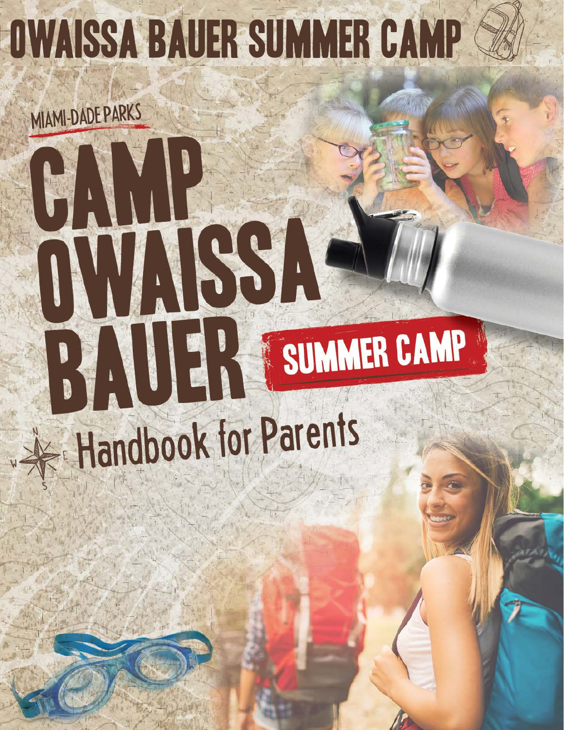# OWAISSA BAUER SUMMER CAMP

MIAMI-DADE PARKS

# CAMP OWAISSA BAUER

SUMMER CAMP

## Handbook for Parents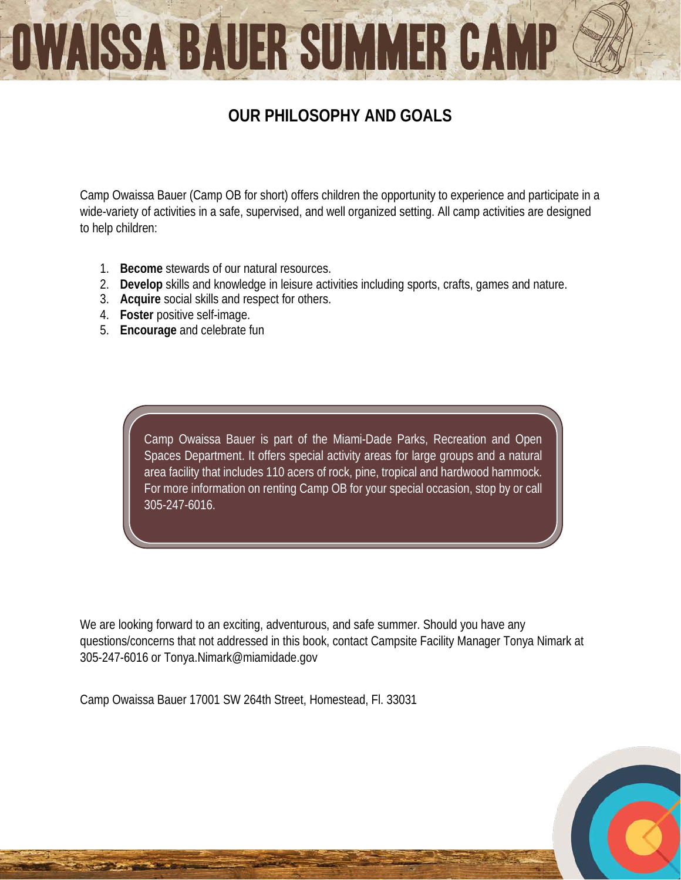# OWAISSA BAUER SUMMER CAMP

## OUR PHILOSOPHY AND GOALS

Camp Owaissa Bauer (Camp OB for short) offers children the opportunity to experience and participate in a wide-variety of activities in a safe, supervised, and well organized setting. All camp activities are designed to help children:

1. **Become** stewards of our natural resources.
2. **Develop** skills and knowledge in leisure activities including sports, crafts, games and nature.
3. **Acquire** social skills and respect for others.
4. **Foster** positive self-image.
5. **Encourage** and celebrate fun

Camp Owaissa Bauer is part of the Miami-Dade Parks, Recreation and Open Spaces Department. It offers special activity areas for large groups and a natural area facility that includes 110 acers of rock, pine, tropical and hardwood hammock. For more information on renting Camp OB for your special occasion, stop by or call 305-247-6016.

We are looking forward to an exciting, adventurous, and safe summer. Should you have any questions/concerns that not addressed in this book, contact Campsite Facility Manager Tonya Nimark at 305-247-6016 or Tonya.Nimark@miamidade.gov

Camp Owaissa Bauer 17001 SW 264th Street, Homestead, Fl. 33031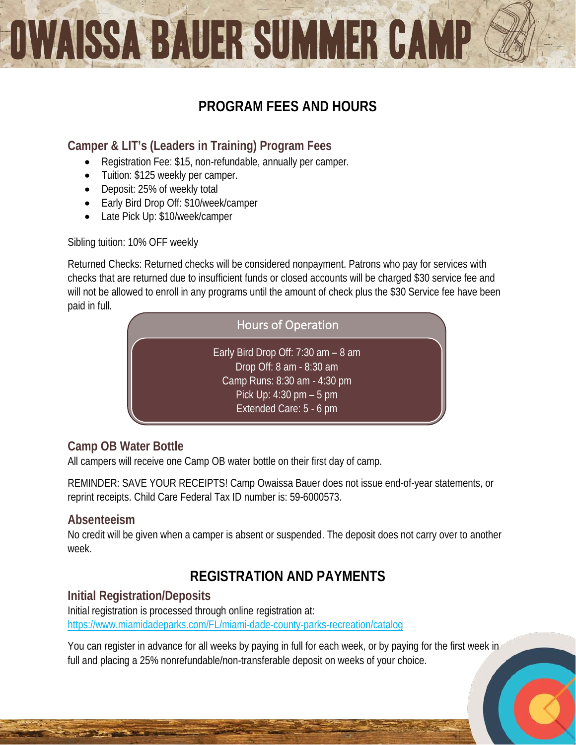# OWAISSA BAUER SUMMER CAMP

## PROGRAM FEES AND HOURS

### Camper & LIT's (Leaders in Training) Program Fees

- Registration Fee: $15, non-refundable, annually per camper.
- Tuition: $125 weekly per camper.
- Deposit: 25% of weekly total
- Early Bird Drop Off: $10/week/camper
- Late Pick Up: $10/week/camper

Sibling tuition: 10% OFF weekly

Returned Checks: Returned checks will be considered nonpayment. Patrons who pay for services with checks that are returned due to insufficient funds or closed accounts will be charged $30 service fee and will not be allowed to enroll in any programs until the amount of check plus the $30 Service fee have been paid in full.

**Hours of Operation**

Early Bird Drop Off: 7:30 am – 8 am
Drop Off: 8 am - 8:30 am
Camp Runs: 8:30 am - 4:30 pm
Pick Up: 4:30 pm – 5 pm
Extended Care: 5 - 6 pm

### Camp OB Water Bottle

All campers will receive one Camp OB water bottle on their first day of camp.

REMINDER: SAVE YOUR RECEIPTS! Camp Owaissa Bauer does not issue end-of-year statements, or reprint receipts. Child Care Federal Tax ID number is: 59-6000573.

### Absenteeism

No credit will be given when a camper is absent or suspended. The deposit does not carry over to another week.

## REGISTRATION AND PAYMENTS

### Initial Registration/Deposits

Initial registration is processed through online registration at:
https://www.miamidadeparks.com/FL/miami-dade-county-parks-recreation/catalog

You can register in advance for all weeks by paying in full for each week, or by paying for the first week in full and placing a 25% nonrefundable/non-transferable deposit on weeks of your choice.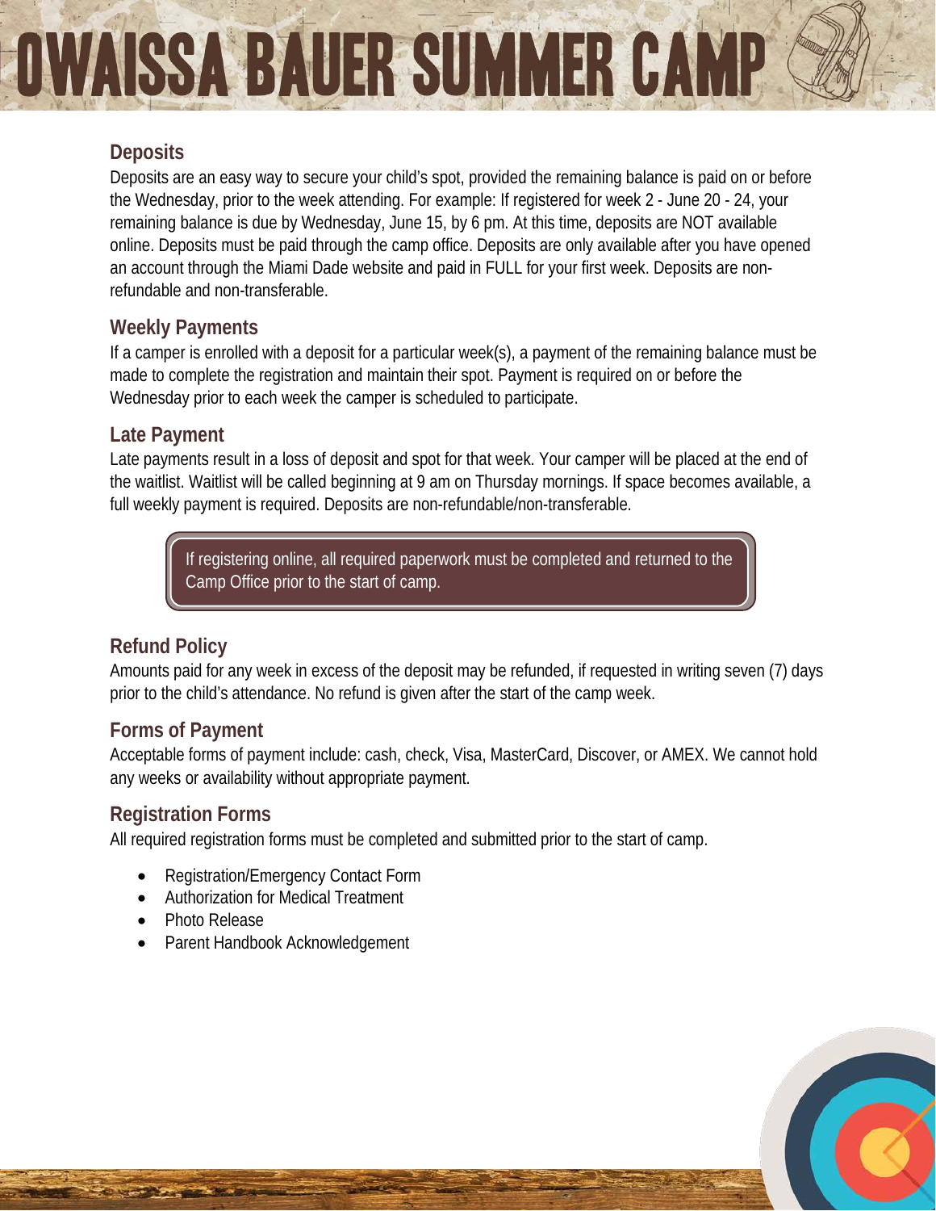# OWAISSA BAUER SUMMER CAMP

## Deposits

Deposits are an easy way to secure your child's spot, provided the remaining balance is paid on or before the Wednesday, prior to the week attending. For example: If registered for week 2 - June 20 - 24, your remaining balance is due by Wednesday, June 15, by 6 pm. At this time, deposits are NOT available online. Deposits must be paid through the camp office. Deposits are only available after you have opened an account through the Miami Dade website and paid in FULL for your first week. Deposits are non-refundable and non-transferable.

## Weekly Payments

If a camper is enrolled with a deposit for a particular week(s), a payment of the remaining balance must be made to complete the registration and maintain their spot. Payment is required on or before the Wednesday prior to each week the camper is scheduled to participate.

## Late Payment

Late payments result in a loss of deposit and spot for that week. Your camper will be placed at the end of the waitlist. Waitlist will be called beginning at 9 am on Thursday mornings. If space becomes available, a full weekly payment is required. Deposits are non-refundable/non-transferable.

> If registering online, all required paperwork must be completed and returned to the Camp Office prior to the start of camp.

## Refund Policy

Amounts paid for any week in excess of the deposit may be refunded, if requested in writing seven (7) days prior to the child's attendance. No refund is given after the start of the camp week.

## Forms of Payment

Acceptable forms of payment include: cash, check, Visa, MasterCard, Discover, or AMEX. We cannot hold any weeks or availability without appropriate payment.

## Registration Forms

All required registration forms must be completed and submitted prior to the start of camp.

- Registration/Emergency Contact Form
- Authorization for Medical Treatment
- Photo Release
- Parent Handbook Acknowledgement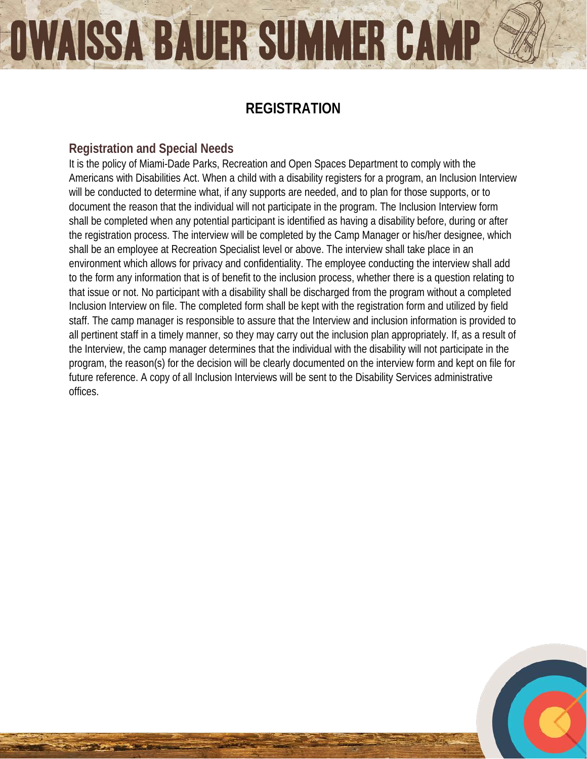## REGISTRATION

### Registration and Special Needs

It is the policy of Miami-Dade Parks, Recreation and Open Spaces Department to comply with the Americans with Disabilities Act. When a child with a disability registers for a program, an Inclusion Interview will be conducted to determine what, if any supports are needed, and to plan for those supports, or to document the reason that the individual will not participate in the program. The Inclusion Interview form shall be completed when any potential participant is identified as having a disability before, during or after the registration process. The interview will be completed by the Camp Manager or his/her designee, which shall be an employee at Recreation Specialist level or above. The interview shall take place in an environment which allows for privacy and confidentiality. The employee conducting the interview shall add to the form any information that is of benefit to the inclusion process, whether there is a question relating to that issue or not. No participant with a disability shall be discharged from the program without a completed Inclusion Interview on file. The completed form shall be kept with the registration form and utilized by field staff. The camp manager is responsible to assure that the Interview and inclusion information is provided to all pertinent staff in a timely manner, so they may carry out the inclusion plan appropriately. If, as a result of the Interview, the camp manager determines that the individual with the disability will not participate in the program, the reason(s) for the decision will be clearly documented on the interview form and kept on file for future reference. A copy of all Inclusion Interviews will be sent to the Disability Services administrative offices.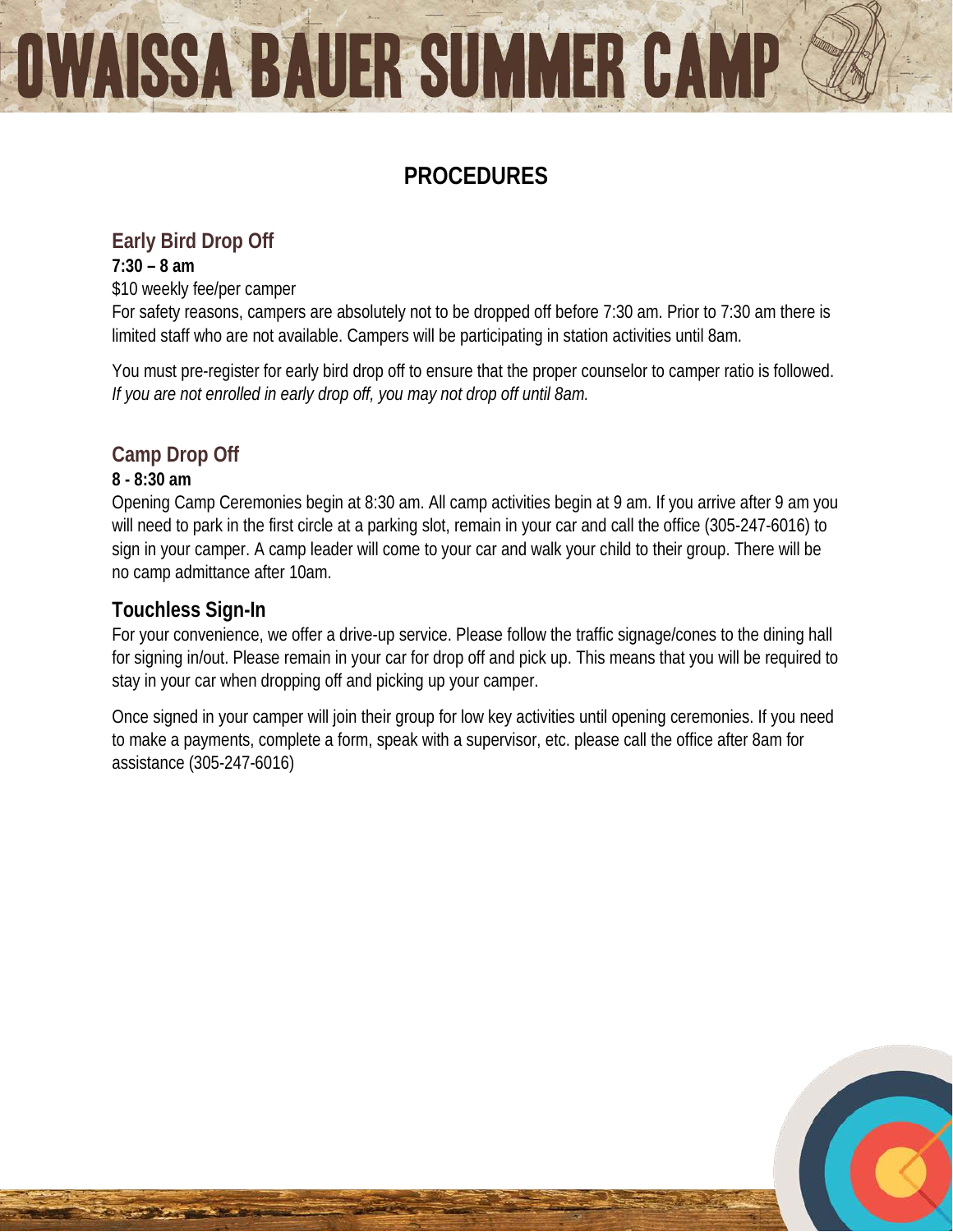# OWAISSA BAUER SUMMER CAMP

## PROCEDURES

### Early Bird Drop Off

**7:30 – 8 am**

$10 weekly fee/per camper

For safety reasons, campers are absolutely not to be dropped off before 7:30 am. Prior to 7:30 am there is limited staff who are not available. Campers will be participating in station activities until 8am.

You must pre-register for early bird drop off to ensure that the proper counselor to camper ratio is followed. *If you are not enrolled in early drop off, you may not drop off until 8am.*

### Camp Drop Off

**8 - 8:30 am**

Opening Camp Ceremonies begin at 8:30 am. All camp activities begin at 9 am. If you arrive after 9 am you will need to park in the first circle at a parking slot, remain in your car and call the office (305-247-6016) to sign in your camper. A camp leader will come to your car and walk your child to their group. There will be no camp admittance after 10am.

### Touchless Sign-In

For your convenience, we offer a drive-up service. Please follow the traffic signage/cones to the dining hall for signing in/out. Please remain in your car for drop off and pick up. This means that you will be required to stay in your car when dropping off and picking up your camper.

Once signed in your camper will join their group for low key activities until opening ceremonies. If you need to make a payments, complete a form, speak with a supervisor, etc. please call the office after 8am for assistance (305-247-6016)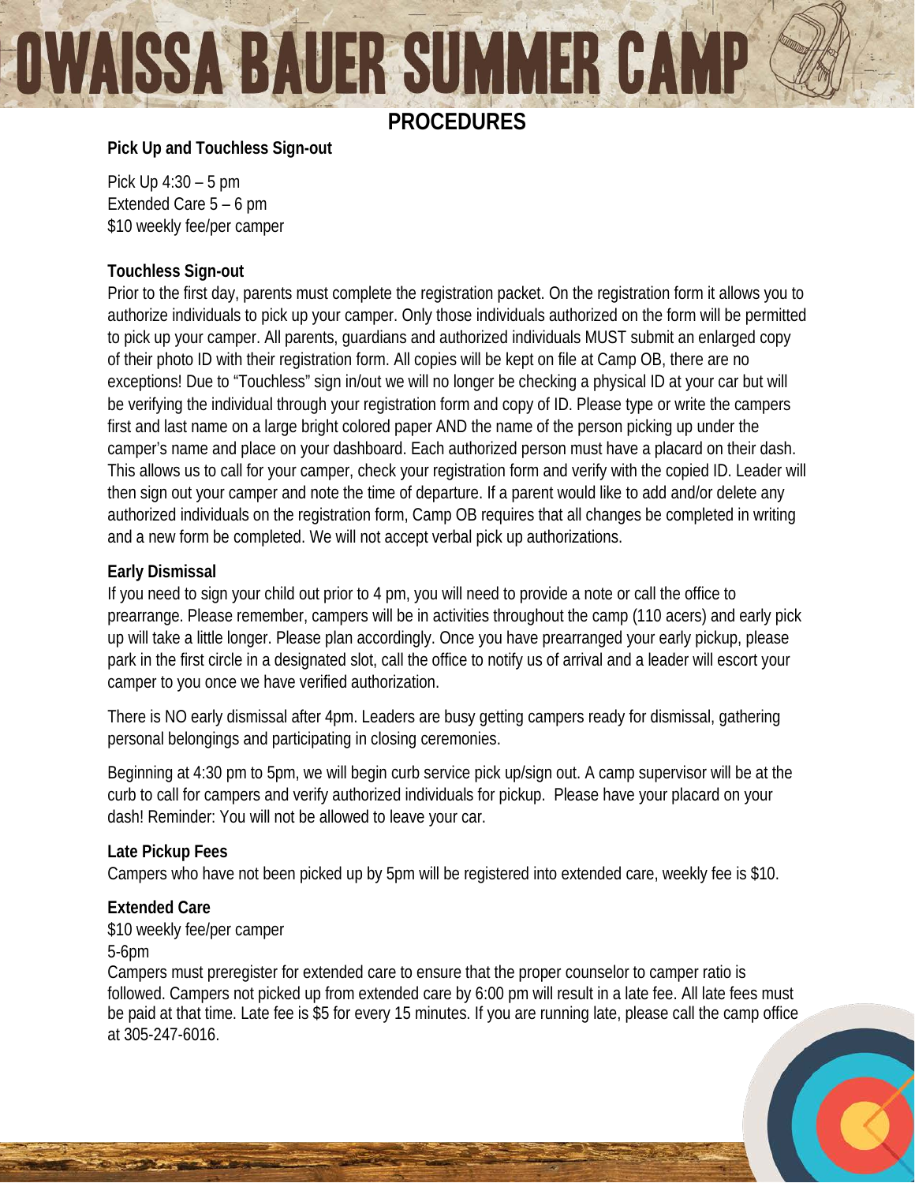# OWAISSA BAUER SUMMER CAMP

## PROCEDURES

**Pick Up and Touchless Sign-out**

Pick Up 4:30 – 5 pm
Extended Care 5 – 6 pm
$10 weekly fee/per camper

**Touchless Sign-out**

Prior to the first day, parents must complete the registration packet. On the registration form it allows you to authorize individuals to pick up your camper. Only those individuals authorized on the form will be permitted to pick up your camper. All parents, guardians and authorized individuals MUST submit an enlarged copy of their photo ID with their registration form. All copies will be kept on file at Camp OB, there are no exceptions! Due to "Touchless" sign in/out we will no longer be checking a physical ID at your car but will be verifying the individual through your registration form and copy of ID. Please type or write the campers first and last name on a large bright colored paper AND the name of the person picking up under the camper's name and place on your dashboard. Each authorized person must have a placard on their dash. This allows us to call for your camper, check your registration form and verify with the copied ID. Leader will then sign out your camper and note the time of departure. If a parent would like to add and/or delete any authorized individuals on the registration form, Camp OB requires that all changes be completed in writing and a new form be completed. We will not accept verbal pick up authorizations.

**Early Dismissal**

If you need to sign your child out prior to 4 pm, you will need to provide a note or call the office to prearrange. Please remember, campers will be in activities throughout the camp (110 acers) and early pick up will take a little longer. Please plan accordingly. Once you have prearranged your early pickup, please park in the first circle in a designated slot, call the office to notify us of arrival and a leader will escort your camper to you once we have verified authorization.

There is NO early dismissal after 4pm. Leaders are busy getting campers ready for dismissal, gathering personal belongings and participating in closing ceremonies.

Beginning at 4:30 pm to 5pm, we will begin curb service pick up/sign out. A camp supervisor will be at the curb to call for campers and verify authorized individuals for pickup. Please have your placard on your dash! Reminder: You will not be allowed to leave your car.

**Late Pickup Fees**

Campers who have not been picked up by 5pm will be registered into extended care, weekly fee is $10.

**Extended Care**

$10 weekly fee/per camper
5-6pm
Campers must preregister for extended care to ensure that the proper counselor to camper ratio is followed. Campers not picked up from extended care by 6:00 pm will result in a late fee. All late fees must be paid at that time. Late fee is $5 for every 15 minutes. If you are running late, please call the camp office at 305-247-6016.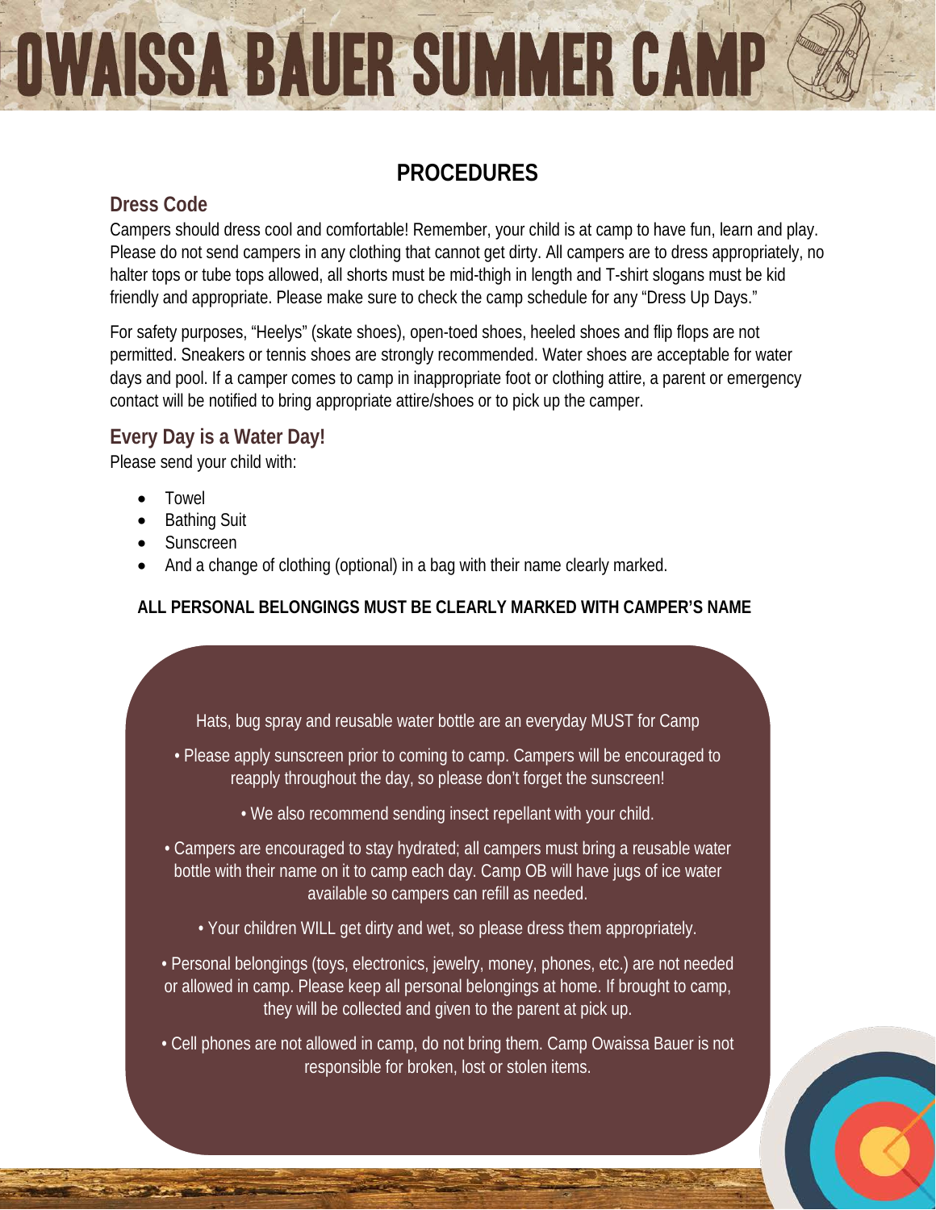# OWAISSA BAUER SUMMER CAMP

## PROCEDURES

### Dress Code

Campers should dress cool and comfortable! Remember, your child is at camp to have fun, learn and play. Please do not send campers in any clothing that cannot get dirty. All campers are to dress appropriately, no halter tops or tube tops allowed, all shorts must be mid-thigh in length and T-shirt slogans must be kid friendly and appropriate. Please make sure to check the camp schedule for any "Dress Up Days."

For safety purposes, "Heelys" (skate shoes), open-toed shoes, heeled shoes and flip flops are not permitted. Sneakers or tennis shoes are strongly recommended. Water shoes are acceptable for water days and pool. If a camper comes to camp in inappropriate foot or clothing attire, a parent or emergency contact will be notified to bring appropriate attire/shoes or to pick up the camper.

### Every Day is a Water Day!

Please send your child with:

- Towel
- Bathing Suit
- Sunscreen
- And a change of clothing (optional) in a bag with their name clearly marked.

**ALL PERSONAL BELONGINGS MUST BE CLEARLY MARKED WITH CAMPER'S NAME**

Hats, bug spray and reusable water bottle are an everyday MUST for Camp

- Please apply sunscreen prior to coming to camp. Campers will be encouraged to reapply throughout the day, so please don't forget the sunscreen!
- We also recommend sending insect repellant with your child.
- Campers are encouraged to stay hydrated; all campers must bring a reusable water bottle with their name on it to camp each day. Camp OB will have jugs of ice water available so campers can refill as needed.
- Your children WILL get dirty and wet, so please dress them appropriately.
- Personal belongings (toys, electronics, jewelry, money, phones, etc.) are not needed or allowed in camp. Please keep all personal belongings at home. If brought to camp, they will be collected and given to the parent at pick up.
- Cell phones are not allowed in camp, do not bring them. Camp Owaissa Bauer is not responsible for broken, lost or stolen items.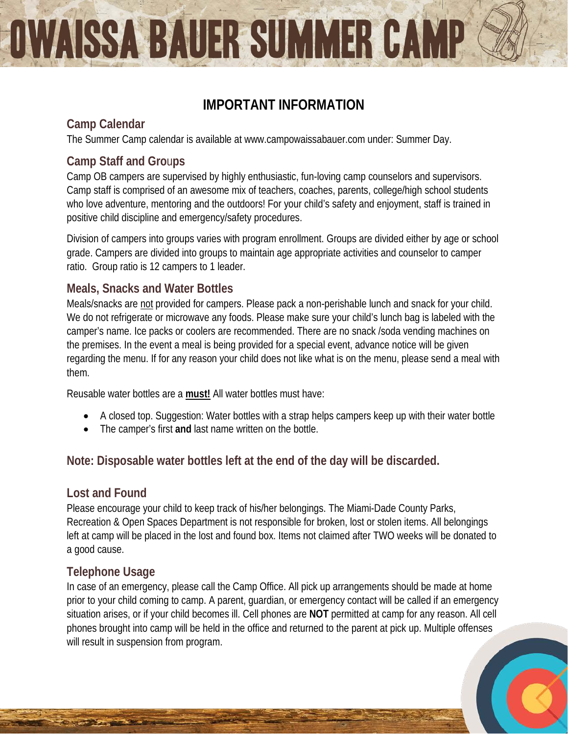# OWAISSA BAUER SUMMER CAMP

## IMPORTANT INFORMATION

### Camp Calendar

The Summer Camp calendar is available at www.campowaissabauer.com under: Summer Day.

### Camp Staff and Groups

Camp OB campers are supervised by highly enthusiastic, fun-loving camp counselors and supervisors. Camp staff is comprised of an awesome mix of teachers, coaches, parents, college/high school students who love adventure, mentoring and the outdoors! For your child's safety and enjoyment, staff is trained in positive child discipline and emergency/safety procedures.

Division of campers into groups varies with program enrollment. Groups are divided either by age or school grade. Campers are divided into groups to maintain age appropriate activities and counselor to camper ratio. Group ratio is 12 campers to 1 leader.

### Meals, Snacks and Water Bottles

Meals/snacks are not provided for campers. Please pack a non-perishable lunch and snack for your child. We do not refrigerate or microwave any foods. Please make sure your child's lunch bag is labeled with the camper's name. Ice packs or coolers are recommended. There are no snack /soda vending machines on the premises. In the event a meal is being provided for a special event, advance notice will be given regarding the menu. If for any reason your child does not like what is on the menu, please send a meal with them.

Reusable water bottles are a **must!** All water bottles must have:

- A closed top. Suggestion: Water bottles with a strap helps campers keep up with their water bottle
- The camper's first **and** last name written on the bottle.

### Note: Disposable water bottles left at the end of the day will be discarded.

### Lost and Found

Please encourage your child to keep track of his/her belongings. The Miami-Dade County Parks, Recreation & Open Spaces Department is not responsible for broken, lost or stolen items. All belongings left at camp will be placed in the lost and found box. Items not claimed after TWO weeks will be donated to a good cause.

### Telephone Usage

In case of an emergency, please call the Camp Office. All pick up arrangements should be made at home prior to your child coming to camp. A parent, guardian, or emergency contact will be called if an emergency situation arises, or if your child becomes ill. Cell phones are **NOT** permitted at camp for any reason. All cell phones brought into camp will be held in the office and returned to the parent at pick up. Multiple offenses will result in suspension from program.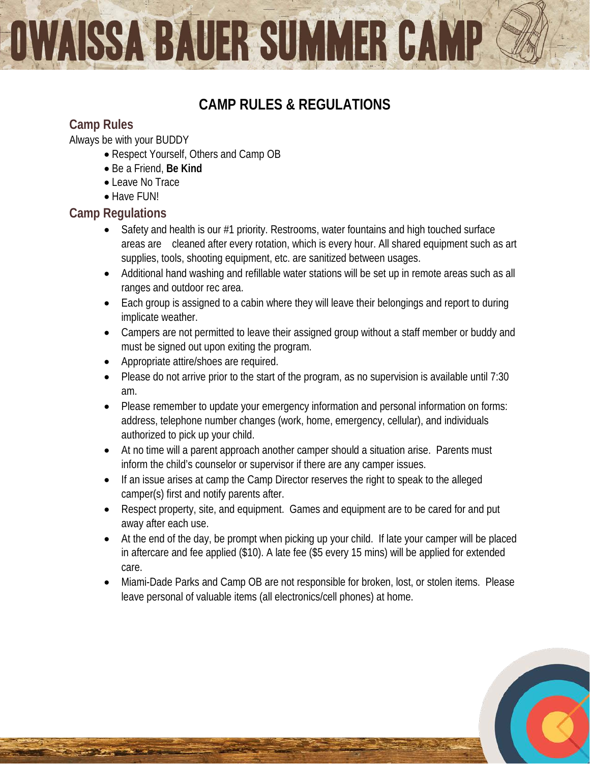# OWAISSA BAUER SUMMER CAMP

## CAMP RULES & REGULATIONS

### Camp Rules

Always be with your BUDDY

- Respect Yourself, Others and Camp OB
- Be a Friend, **Be Kind**
- Leave No Trace
- Have FUN!

### Camp Regulations

- Safety and health is our #1 priority. Restrooms, water fountains and high touched surface areas are cleaned after every rotation, which is every hour. All shared equipment such as art supplies, tools, shooting equipment, etc. are sanitized between usages.
- Additional hand washing and refillable water stations will be set up in remote areas such as all ranges and outdoor rec area.
- Each group is assigned to a cabin where they will leave their belongings and report to during implicate weather.
- Campers are not permitted to leave their assigned group without a staff member or buddy and must be signed out upon exiting the program.
- Appropriate attire/shoes are required.
- Please do not arrive prior to the start of the program, as no supervision is available until 7:30 am.
- Please remember to update your emergency information and personal information on forms: address, telephone number changes (work, home, emergency, cellular), and individuals authorized to pick up your child.
- At no time will a parent approach another camper should a situation arise. Parents must inform the child's counselor or supervisor if there are any camper issues.
- If an issue arises at camp the Camp Director reserves the right to speak to the alleged camper(s) first and notify parents after.
- Respect property, site, and equipment. Games and equipment are to be cared for and put away after each use.
- At the end of the day, be prompt when picking up your child. If late your camper will be placed in aftercare and fee applied ($10). A late fee ($5 every 15 mins) will be applied for extended care.
- Miami-Dade Parks and Camp OB are not responsible for broken, lost, or stolen items. Please leave personal of valuable items (all electronics/cell phones) at home.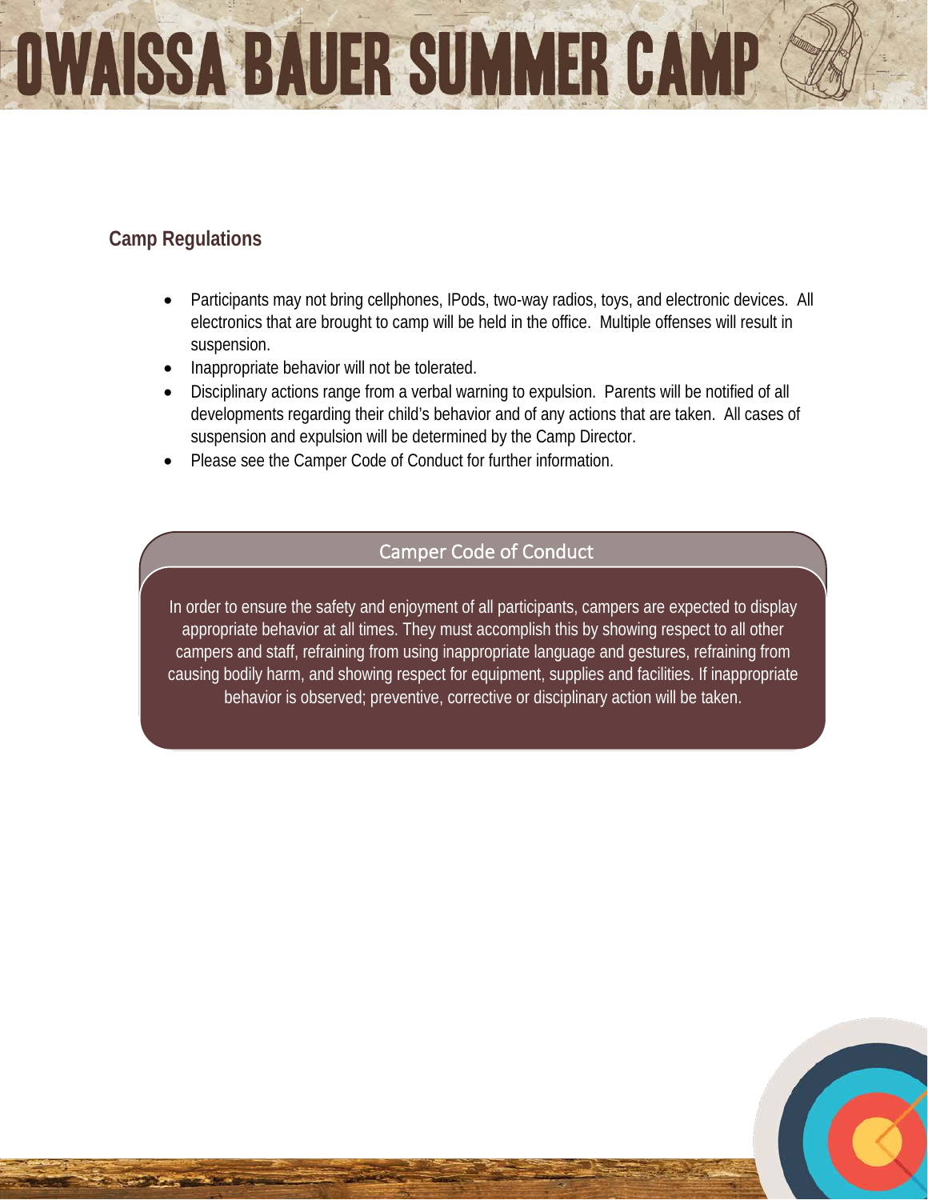## Camp Regulations

- Participants may not bring cellphones, IPods, two-way radios, toys, and electronic devices. All electronics that are brought to camp will be held in the office. Multiple offenses will result in suspension.
- Inappropriate behavior will not be tolerated.
- Disciplinary actions range from a verbal warning to expulsion. Parents will be notified of all developments regarding their child's behavior and of any actions that are taken. All cases of suspension and expulsion will be determined by the Camp Director.
- Please see the Camper Code of Conduct for further information.

### Camper Code of Conduct

In order to ensure the safety and enjoyment of all participants, campers are expected to display appropriate behavior at all times. They must accomplish this by showing respect to all other campers and staff, refraining from using inappropriate language and gestures, refraining from causing bodily harm, and showing respect for equipment, supplies and facilities. If inappropriate behavior is observed; preventive, corrective or disciplinary action will be taken.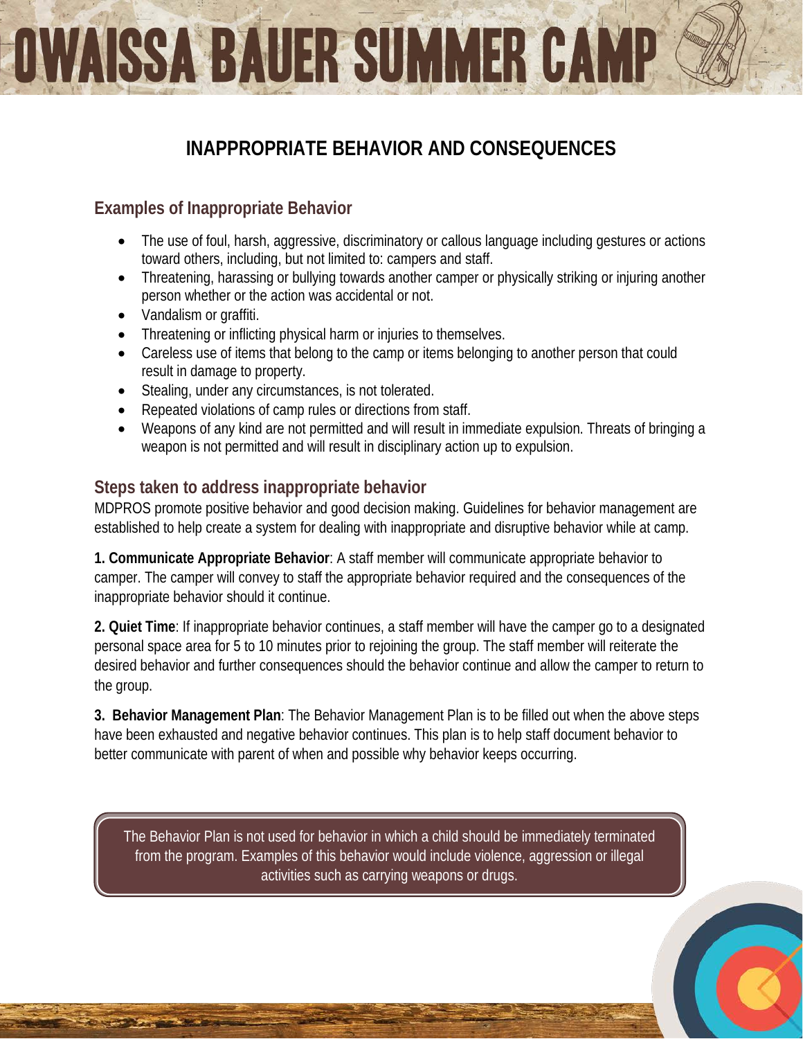# INAPPROPRIATE BEHAVIOR AND CONSEQUENCES

## Examples of Inappropriate Behavior

- The use of foul, harsh, aggressive, discriminatory or callous language including gestures or actions toward others, including, but not limited to: campers and staff.
- Threatening, harassing or bullying towards another camper or physically striking or injuring another person whether or the action was accidental or not.
- Vandalism or graffiti.
- Threatening or inflicting physical harm or injuries to themselves.
- Careless use of items that belong to the camp or items belonging to another person that could result in damage to property.
- Stealing, under any circumstances, is not tolerated.
- Repeated violations of camp rules or directions from staff.
- Weapons of any kind are not permitted and will result in immediate expulsion. Threats of bringing a weapon is not permitted and will result in disciplinary action up to expulsion.

## Steps taken to address inappropriate behavior

MDPROS promote positive behavior and good decision making. Guidelines for behavior management are established to help create a system for dealing with inappropriate and disruptive behavior while at camp.

**1. Communicate Appropriate Behavior**: A staff member will communicate appropriate behavior to camper. The camper will convey to staff the appropriate behavior required and the consequences of the inappropriate behavior should it continue.

**2. Quiet Time**: If inappropriate behavior continues, a staff member will have the camper go to a designated personal space area for 5 to 10 minutes prior to rejoining the group. The staff member will reiterate the desired behavior and further consequences should the behavior continue and allow the camper to return to the group.

**3. Behavior Management Plan**: The Behavior Management Plan is to be filled out when the above steps have been exhausted and negative behavior continues. This plan is to help staff document behavior to better communicate with parent of when and possible why behavior keeps occurring.

The Behavior Plan is not used for behavior in which a child should be immediately terminated from the program. Examples of this behavior would include violence, aggression or illegal activities such as carrying weapons or drugs.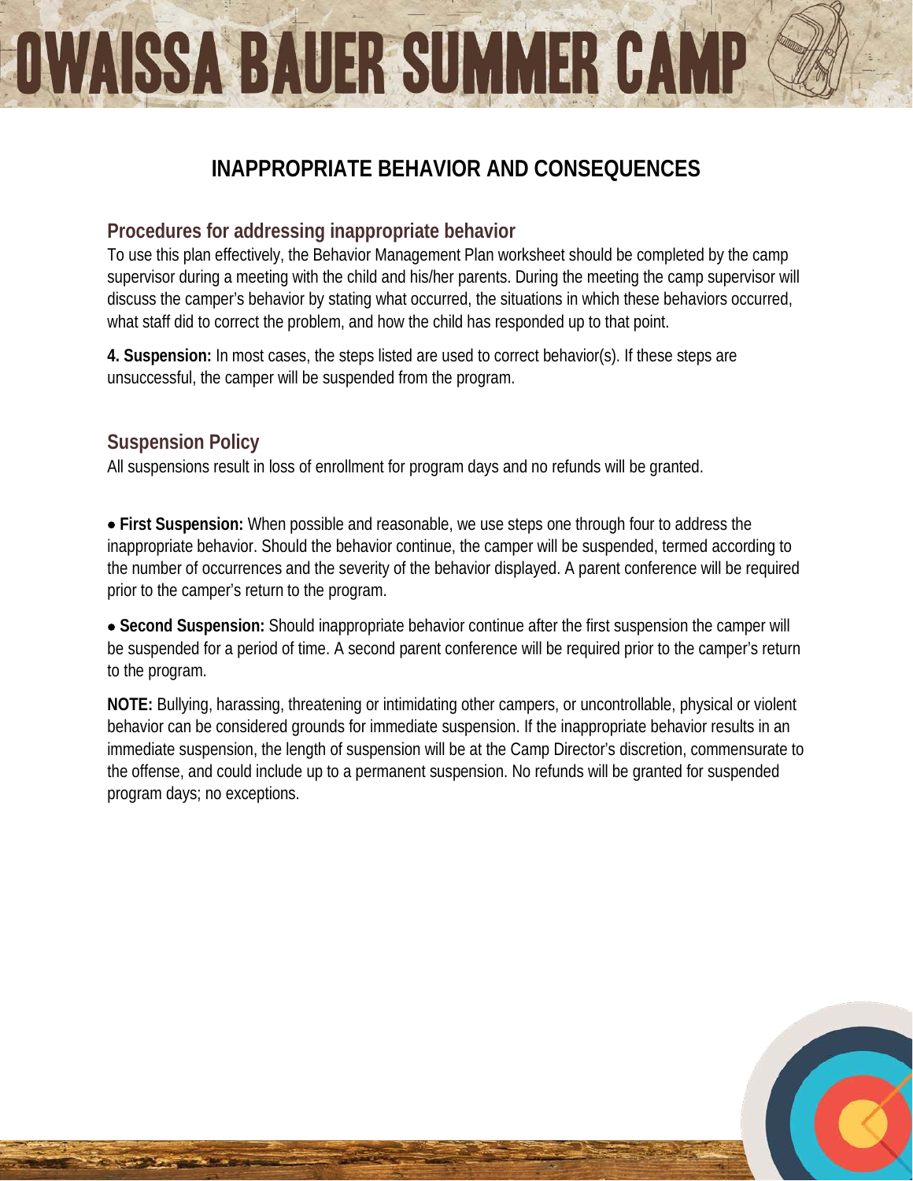# INAPPROPRIATE BEHAVIOR AND CONSEQUENCES

## Procedures for addressing inappropriate behavior

To use this plan effectively, the Behavior Management Plan worksheet should be completed by the camp supervisor during a meeting with the child and his/her parents. During the meeting the camp supervisor will discuss the camper's behavior by stating what occurred, the situations in which these behaviors occurred, what staff did to correct the problem, and how the child has responded up to that point.

**4. Suspension:** In most cases, the steps listed are used to correct behavior(s). If these steps are unsuccessful, the camper will be suspended from the program.

## Suspension Policy

All suspensions result in loss of enrollment for program days and no refunds will be granted.

- **First Suspension:** When possible and reasonable, we use steps one through four to address the inappropriate behavior. Should the behavior continue, the camper will be suspended, termed according to the number of occurrences and the severity of the behavior displayed. A parent conference will be required prior to the camper's return to the program.

- **Second Suspension:** Should inappropriate behavior continue after the first suspension the camper will be suspended for a period of time. A second parent conference will be required prior to the camper's return to the program.

**NOTE:** Bullying, harassing, threatening or intimidating other campers, or uncontrollable, physical or violent behavior can be considered grounds for immediate suspension. If the inappropriate behavior results in an immediate suspension, the length of suspension will be at the Camp Director's discretion, commensurate to the offense, and could include up to a permanent suspension. No refunds will be granted for suspended program days; no exceptions.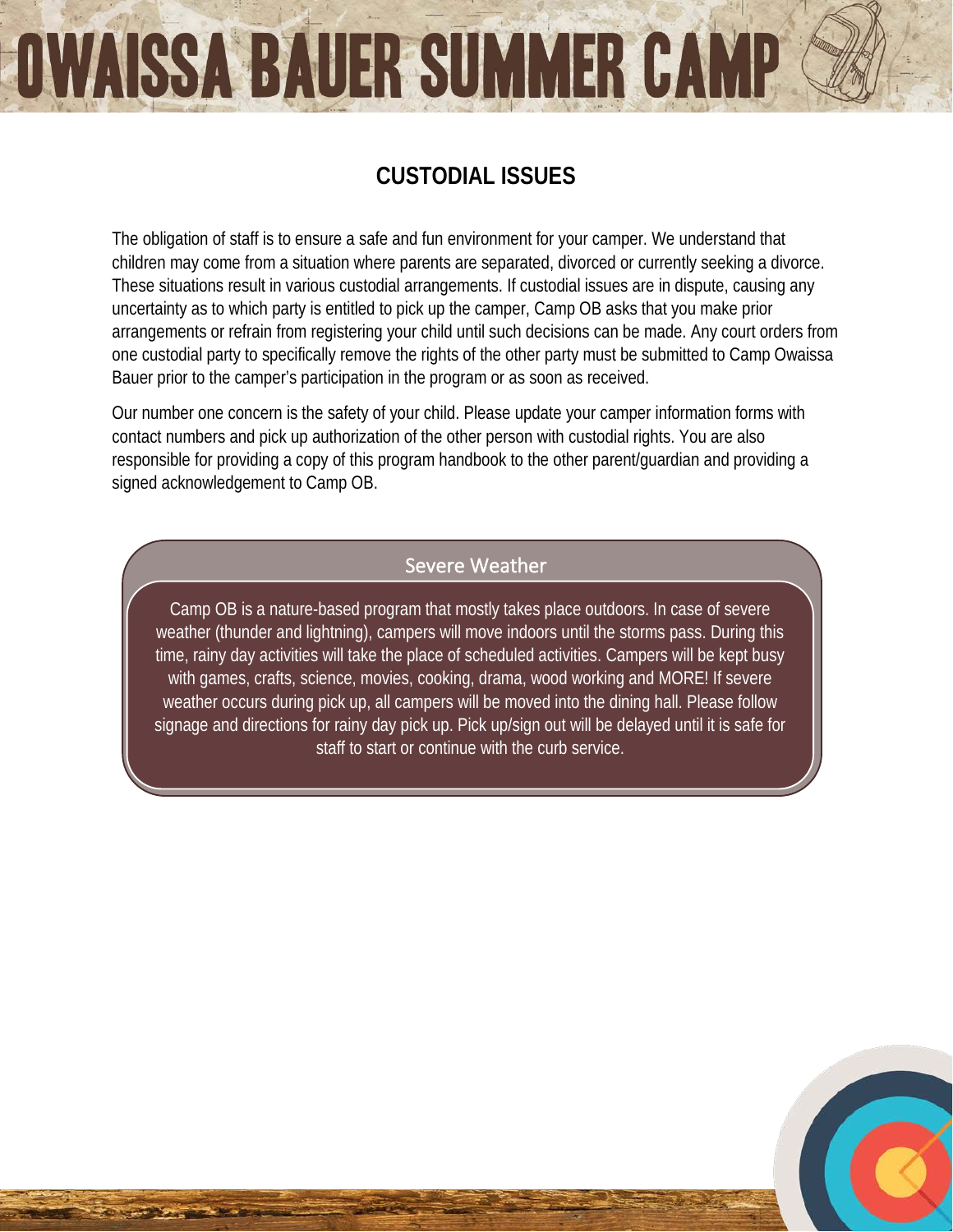## CUSTODIAL ISSUES

The obligation of staff is to ensure a safe and fun environment for your camper. We understand that children may come from a situation where parents are separated, divorced or currently seeking a divorce. These situations result in various custodial arrangements. If custodial issues are in dispute, causing any uncertainty as to which party is entitled to pick up the camper, Camp OB asks that you make prior arrangements or refrain from registering your child until such decisions can be made. Any court orders from one custodial party to specifically remove the rights of the other party must be submitted to Camp Owaissa Bauer prior to the camper's participation in the program or as soon as received.

Our number one concern is the safety of your child. Please update your camper information forms with contact numbers and pick up authorization of the other person with custodial rights. You are also responsible for providing a copy of this program handbook to the other parent/guardian and providing a signed acknowledgement to Camp OB.

### Severe Weather

Camp OB is a nature-based program that mostly takes place outdoors. In case of severe weather (thunder and lightning), campers will move indoors until the storms pass. During this time, rainy day activities will take the place of scheduled activities. Campers will be kept busy with games, crafts, science, movies, cooking, drama, wood working and MORE! If severe weather occurs during pick up, all campers will be moved into the dining hall. Please follow signage and directions for rainy day pick up. Pick up/sign out will be delayed until it is safe for staff to start or continue with the curb service.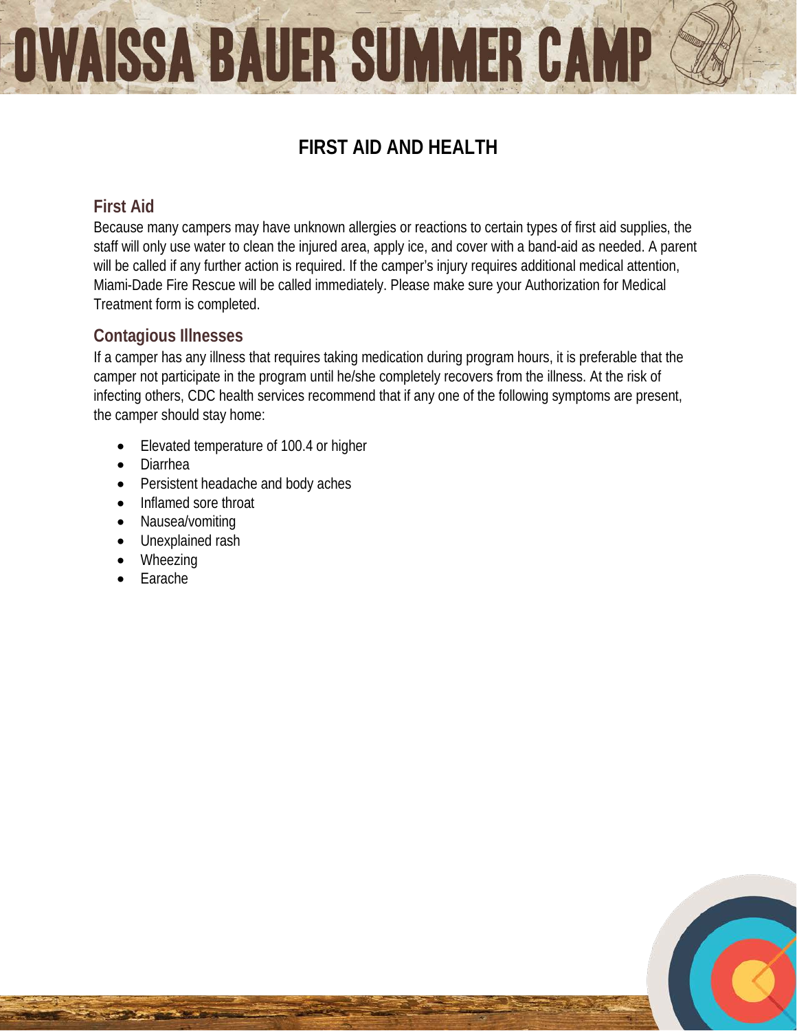# FIRST AID AND HEALTH

## First Aid

Because many campers may have unknown allergies or reactions to certain types of first aid supplies, the staff will only use water to clean the injured area, apply ice, and cover with a band-aid as needed. A parent will be called if any further action is required. If the camper's injury requires additional medical attention, Miami-Dade Fire Rescue will be called immediately. Please make sure your Authorization for Medical Treatment form is completed.

## Contagious Illnesses

If a camper has any illness that requires taking medication during program hours, it is preferable that the camper not participate in the program until he/she completely recovers from the illness. At the risk of infecting others, CDC health services recommend that if any one of the following symptoms are present, the camper should stay home:

- Elevated temperature of 100.4 or higher
- Diarrhea
- Persistent headache and body aches
- Inflamed sore throat
- Nausea/vomiting
- Unexplained rash
- Wheezing
- Earache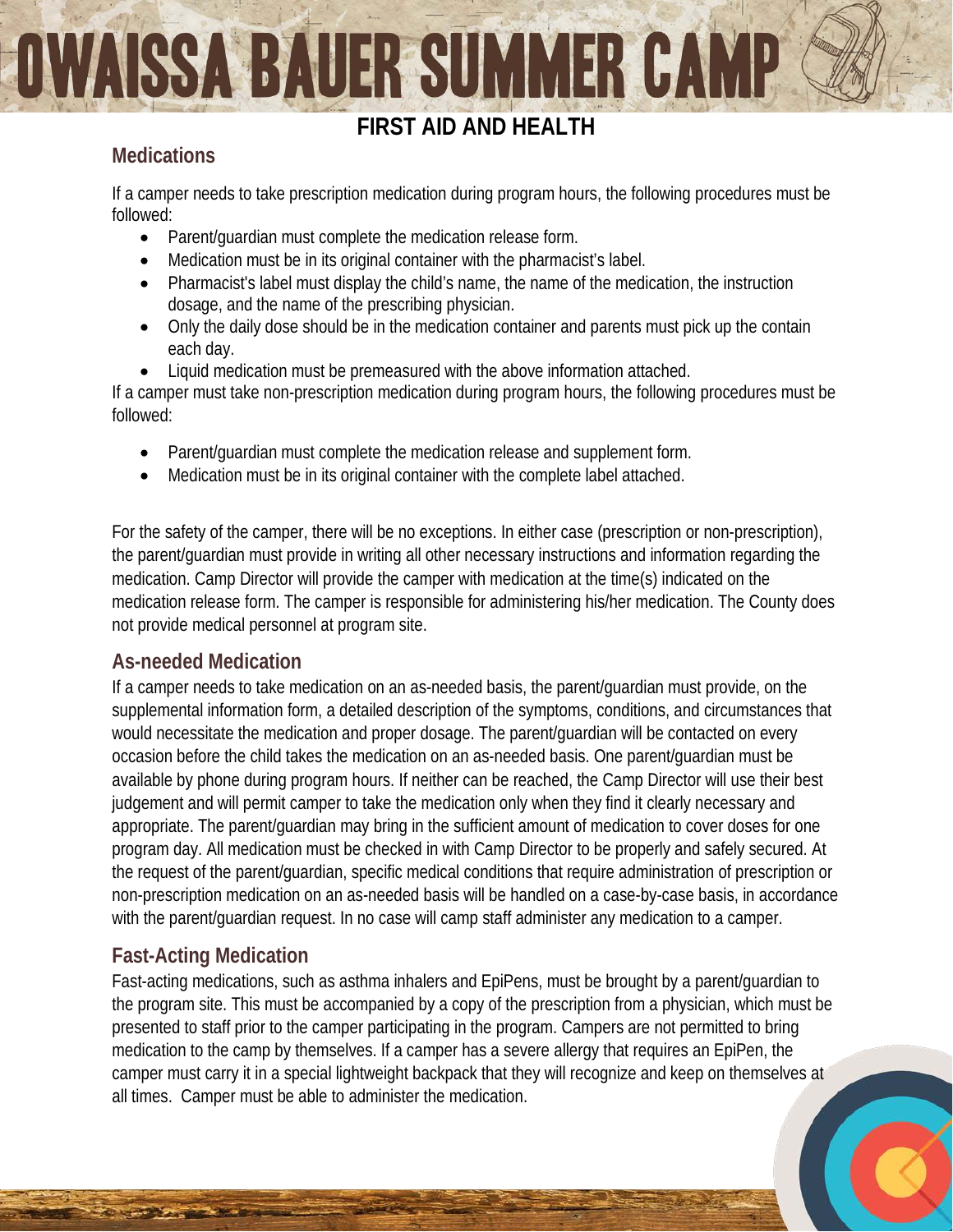# OWAISSA BAUER SUMMER CAMP

## FIRST AID AND HEALTH

### Medications

If a camper needs to take prescription medication during program hours, the following procedures must be followed:

- Parent/guardian must complete the medication release form.
- Medication must be in its original container with the pharmacist's label.
- Pharmacist's label must display the child's name, the name of the medication, the instruction dosage, and the name of the prescribing physician.
- Only the daily dose should be in the medication container and parents must pick up the contain each day.
- Liquid medication must be premeasured with the above information attached.

If a camper must take non-prescription medication during program hours, the following procedures must be followed:

- Parent/guardian must complete the medication release and supplement form.
- Medication must be in its original container with the complete label attached.

For the safety of the camper, there will be no exceptions. In either case (prescription or non-prescription), the parent/guardian must provide in writing all other necessary instructions and information regarding the medication. Camp Director will provide the camper with medication at the time(s) indicated on the medication release form. The camper is responsible for administering his/her medication. The County does not provide medical personnel at program site.

### As-needed Medication

If a camper needs to take medication on an as-needed basis, the parent/guardian must provide, on the supplemental information form, a detailed description of the symptoms, conditions, and circumstances that would necessitate the medication and proper dosage. The parent/guardian will be contacted on every occasion before the child takes the medication on an as-needed basis. One parent/guardian must be available by phone during program hours. If neither can be reached, the Camp Director will use their best judgement and will permit camper to take the medication only when they find it clearly necessary and appropriate. The parent/guardian may bring in the sufficient amount of medication to cover doses for one program day. All medication must be checked in with Camp Director to be properly and safely secured. At the request of the parent/guardian, specific medical conditions that require administration of prescription or non-prescription medication on an as-needed basis will be handled on a case-by-case basis, in accordance with the parent/guardian request. In no case will camp staff administer any medication to a camper.

### Fast-Acting Medication

Fast-acting medications, such as asthma inhalers and EpiPens, must be brought by a parent/guardian to the program site. This must be accompanied by a copy of the prescription from a physician, which must be presented to staff prior to the camper participating in the program. Campers are not permitted to bring medication to the camp by themselves. If a camper has a severe allergy that requires an EpiPen, the camper must carry it in a special lightweight backpack that they will recognize and keep on themselves at all times. Camper must be able to administer the medication.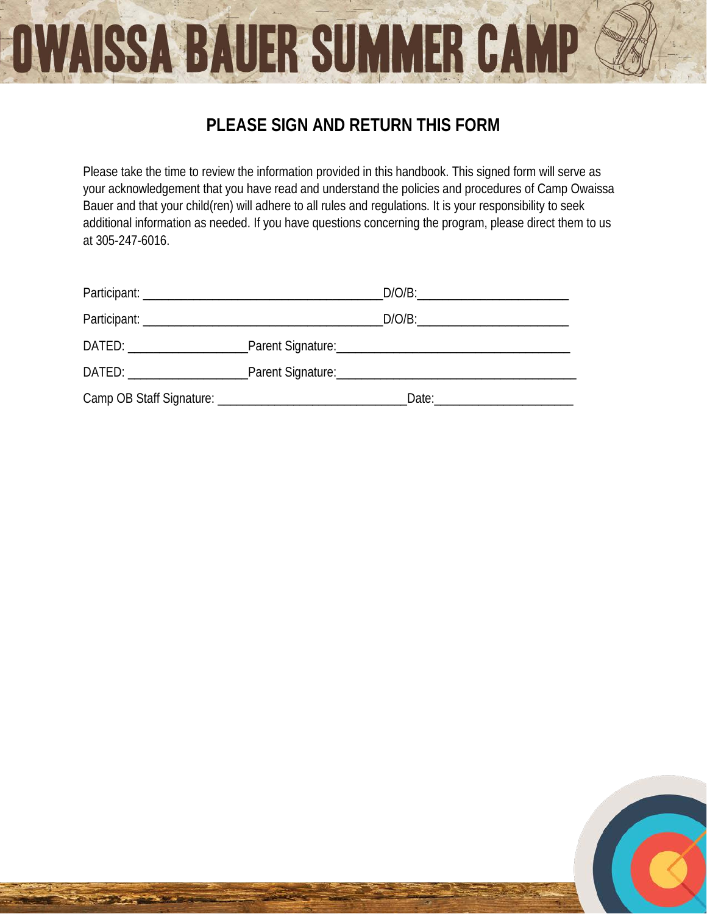# OWAISSA BAUER SUMMER CAMP

## PLEASE SIGN AND RETURN THIS FORM

Please take the time to review the information provided in this handbook. This signed form will serve as your acknowledgement that you have read and understand the policies and procedures of Camp Owaissa Bauer and that your child(ren) will adhere to all rules and regulations. It is your responsibility to seek additional information as needed. If you have questions concerning the program, please direct them to us at 305-247-6016.

Participant: ______________________________________D/O/B:________________________

Participant: ______________________________________D/O/B:________________________

DATED: ___________________Parent Signature:_____________________________________

DATED: ___________________Parent Signature:______________________________________

Camp OB Staff Signature: ______________________________Date:______________________